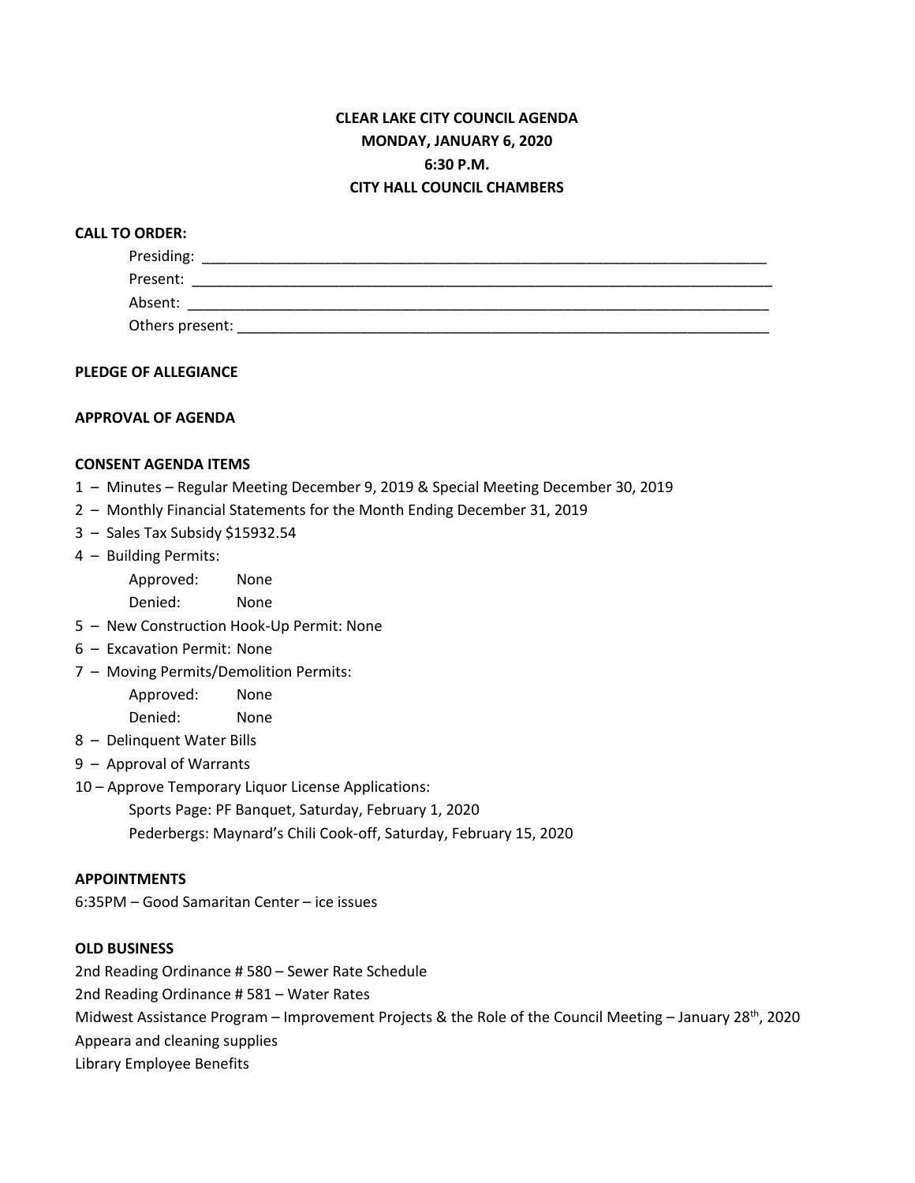**CLEAR LAKE CITY COUNCIL AGENDA**
**MONDAY, JANUARY 6, 2020**
**6:30 P.M.**
**CITY HALL COUNCIL CHAMBERS**

**CALL TO ORDER:**

Presiding: ___________________________________________________________________________

Present: ______________________________________________________________________________

Absent: ______________________________________________________________________________

Others present: ________________________________________________________________________

**PLEDGE OF ALLEGIANCE**

**APPROVAL OF AGENDA**

**CONSENT AGENDA ITEMS**

1 – Minutes – Regular Meeting December 9, 2019 & Special Meeting December 30, 2019
2 – Monthly Financial Statements for the Month Ending December 31, 2019
3 – Sales Tax Subsidy $15932.54
4 – Building Permits:
  Approved: None
  Denied: None
5 – New Construction Hook-Up Permit: None
6 – Excavation Permit: None
7 – Moving Permits/Demolition Permits:
  Approved: None
  Denied: None
8 – Delinquent Water Bills
9 – Approval of Warrants
10 – Approve Temporary Liquor License Applications:
  Sports Page: PF Banquet, Saturday, February 1, 2020
  Pederbergs: Maynard's Chili Cook-off, Saturday, February 15, 2020

**APPOINTMENTS**

6:35PM – Good Samaritan Center – ice issues

**OLD BUSINESS**

2nd Reading Ordinance # 580 – Sewer Rate Schedule
2nd Reading Ordinance # 581 – Water Rates
Midwest Assistance Program – Improvement Projects & the Role of the Council Meeting – January 28th, 2020
Appeara and cleaning supplies
Library Employee Benefits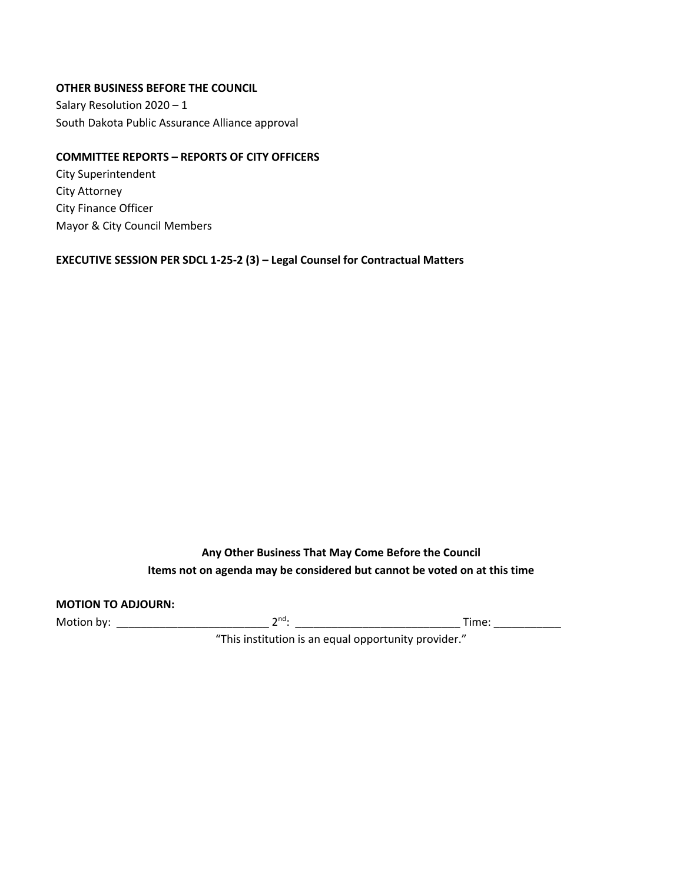**OTHER BUSINESS BEFORE THE COUNCIL**

Salary Resolution 2020 – 1

South Dakota Public Assurance Alliance approval

**COMMITTEE REPORTS – REPORTS OF CITY OFFICERS**

City Superintendent

City Attorney

City Finance Officer

Mayor & City Council Members

**EXECUTIVE SESSION PER SDCL 1-25-2 (3) – Legal Counsel for Contractual Matters**

**Any Other Business That May Come Before the Council**

**Items not on agenda may be considered but cannot be voted on at this time**

**MOTION TO ADJOURN:**

Motion by: ________________________ 2nd: __________________________ Time: ___________

"This institution is an equal opportunity provider."